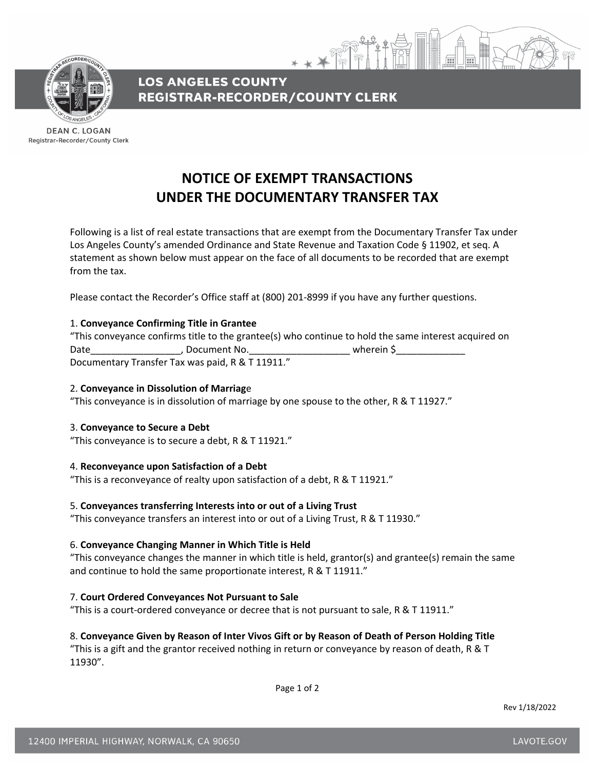LOS ANGELES COUNTY
REGISTRAR-RECORDER/COUNTY CLERK

DEAN C. LOGAN
Registrar-Recorder/County Clerk

# NOTICE OF EXEMPT TRANSACTIONS UNDER THE DOCUMENTARY TRANSFER TAX

Following is a list of real estate transactions that are exempt from the Documentary Transfer Tax under Los Angeles County's amended Ordinance and State Revenue and Taxation Code § 11902, et seq. A statement as shown below must appear on the face of all documents to be recorded that are exempt from the tax.

Please contact the Recorder's Office staff at (800) 201-8999 if you have any further questions.

1. **Conveyance Confirming Title in Grantee**
"This conveyance confirms title to the grantee(s) who continue to hold the same interest acquired on Date_________________, Document No.___________________ wherein $_____________ Documentary Transfer Tax was paid, R & T 11911."

2. **Conveyance in Dissolution of Marriage**
"This conveyance is in dissolution of marriage by one spouse to the other, R & T 11927."

3. **Conveyance to Secure a Debt**
"This conveyance is to secure a debt, R & T 11921."

4. **Reconveyance upon Satisfaction of a Debt**
"This is a reconveyance of realty upon satisfaction of a debt, R & T 11921."

5. **Conveyances transferring Interests into or out of a Living Trust**
"This conveyance transfers an interest into or out of a Living Trust, R & T 11930."

6. **Conveyance Changing Manner in Which Title is Held**
"This conveyance changes the manner in which title is held, grantor(s) and grantee(s) remain the same and continue to hold the same proportionate interest, R & T 11911."

7. **Court Ordered Conveyances Not Pursuant to Sale**
"This is a court-ordered conveyance or decree that is not pursuant to sale, R & T 11911."

8. **Conveyance Given by Reason of Inter Vivos Gift or by Reason of Death of Person Holding Title**
"This is a gift and the grantor received nothing in return or conveyance by reason of death, R & T 11930".

Rev 1/18/2022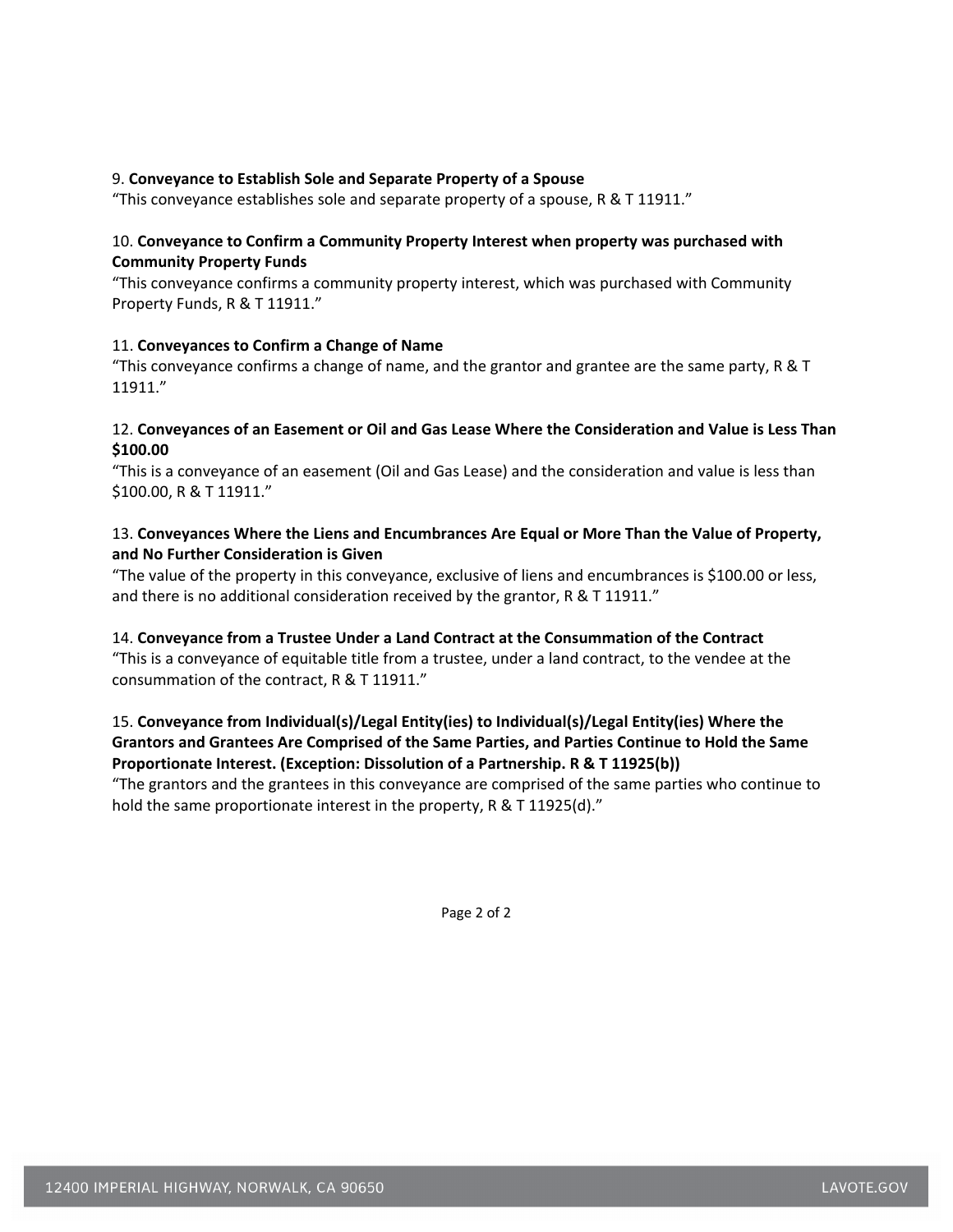9. **Conveyance to Establish Sole and Separate Property of a Spouse**
"This conveyance establishes sole and separate property of a spouse, R & T 11911."

10. **Conveyance to Confirm a Community Property Interest when property was purchased with Community Property Funds**
"This conveyance confirms a community property interest, which was purchased with Community Property Funds, R & T 11911."

11. **Conveyances to Confirm a Change of Name**
"This conveyance confirms a change of name, and the grantor and grantee are the same party, R & T 11911."

12. **Conveyances of an Easement or Oil and Gas Lease Where the Consideration and Value is Less Than $100.00**
"This is a conveyance of an easement (Oil and Gas Lease) and the consideration and value is less than $100.00, R & T 11911."

13. **Conveyances Where the Liens and Encumbrances Are Equal or More Than the Value of Property, and No Further Consideration is Given**
"The value of the property in this conveyance, exclusive of liens and encumbrances is $100.00 or less, and there is no additional consideration received by the grantor, R & T 11911."

14. **Conveyance from a Trustee Under a Land Contract at the Consummation of the Contract**
"This is a conveyance of equitable title from a trustee, under a land contract, to the vendee at the consummation of the contract, R & T 11911."

15. **Conveyance from Individual(s)/Legal Entity(ies) to Individual(s)/Legal Entity(ies) Where the Grantors and Grantees Are Comprised of the Same Parties, and Parties Continue to Hold the Same Proportionate Interest. (Exception: Dissolution of a Partnership. R & T 11925(b))**
"The grantors and the grantees in this conveyance are comprised of the same parties who continue to hold the same proportionate interest in the property, R & T 11925(d)."

12400 IMPERIAL HIGHWAY, NORWALK, CA 90650 LAVOTE.GOV